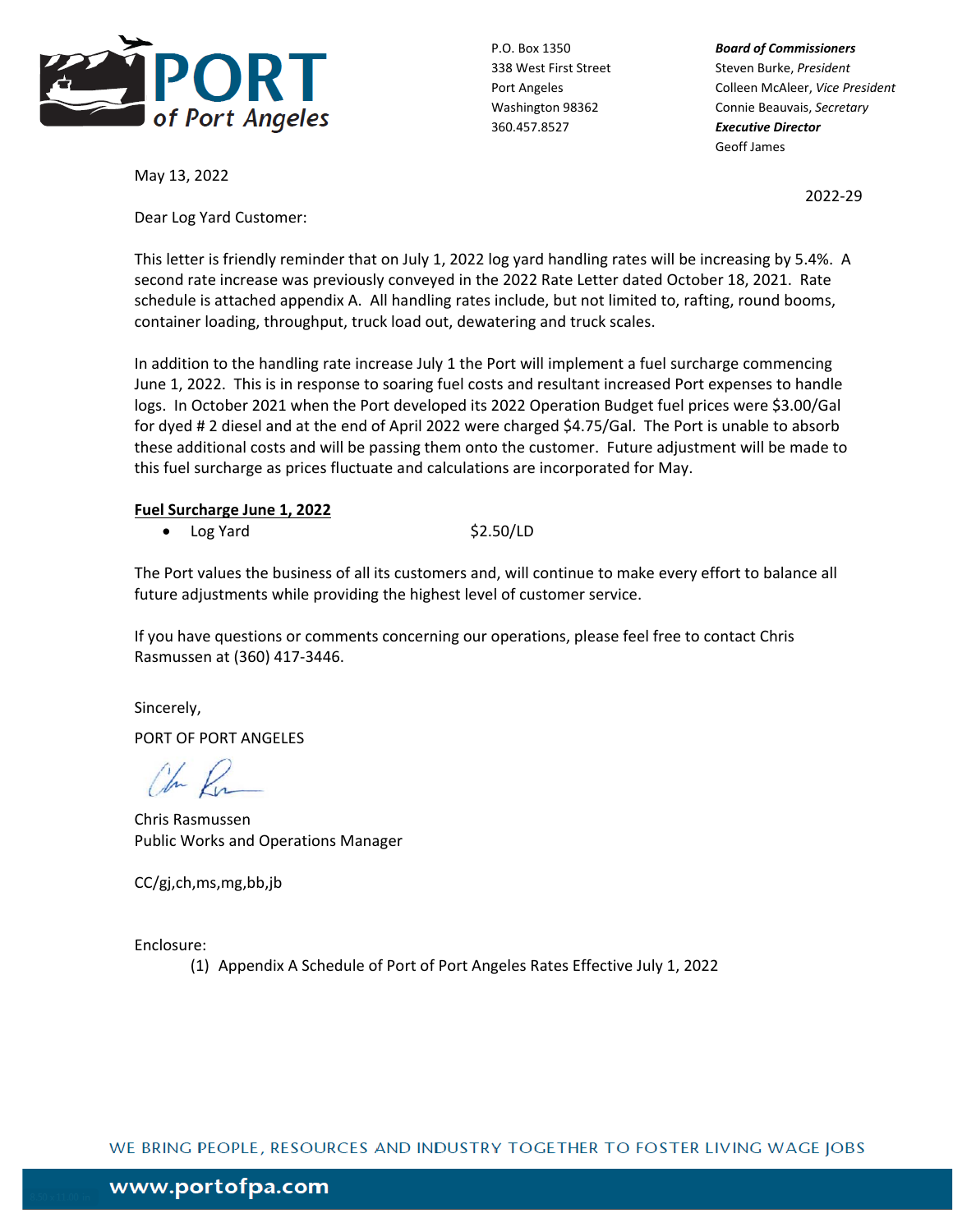PORT of Port Angeles

P.O. Box 1350
338 West First Street
Port Angeles
Washington 98362
360.457.8527

***Board of Commissioners***
Steven Burke, *President*
Colleen McAleer, *Vice President*
Connie Beauvais, *Secretary*
***Executive Director***
Geoff James

May 13, 2022

2022-29

Dear Log Yard Customer:

This letter is friendly reminder that on July 1, 2022 log yard handling rates will be increasing by 5.4%. A second rate increase was previously conveyed in the 2022 Rate Letter dated October 18, 2021. Rate schedule is attached appendix A. All handling rates include, but not limited to, rafting, round booms, container loading, throughput, truck load out, dewatering and truck scales.

In addition to the handling rate increase July 1 the Port will implement a fuel surcharge commencing June 1, 2022. This is in response to soaring fuel costs and resultant increased Port expenses to handle logs. In October 2021 when the Port developed its 2022 Operation Budget fuel prices were $3.00/Gal for dyed # 2 diesel and at the end of April 2022 were charged $4.75/Gal. The Port is unable to absorb these additional costs and will be passing them onto the customer. Future adjustment will be made to this fuel surcharge as prices fluctuate and calculations are incorporated for May.

**<u>Fuel Surcharge June 1, 2022</u>**

- Log Yard $2.50/LD

The Port values the business of all its customers and, will continue to make every effort to balance all future adjustments while providing the highest level of customer service.

If you have questions or comments concerning our operations, please feel free to contact Chris Rasmussen at (360) 417-3446.

Sincerely,

PORT OF PORT ANGELES

Chris Rasmussen
Public Works and Operations Manager

CC/gj,ch,ms,mg,bb,jb

Enclosure:
(1) Appendix A Schedule of Port of Port Angeles Rates Effective July 1, 2022

WE BRING PEOPLE, RESOURCES AND INDUSTRY TOGETHER TO FOSTER LIVING WAGE JOBS

www.portofpa.com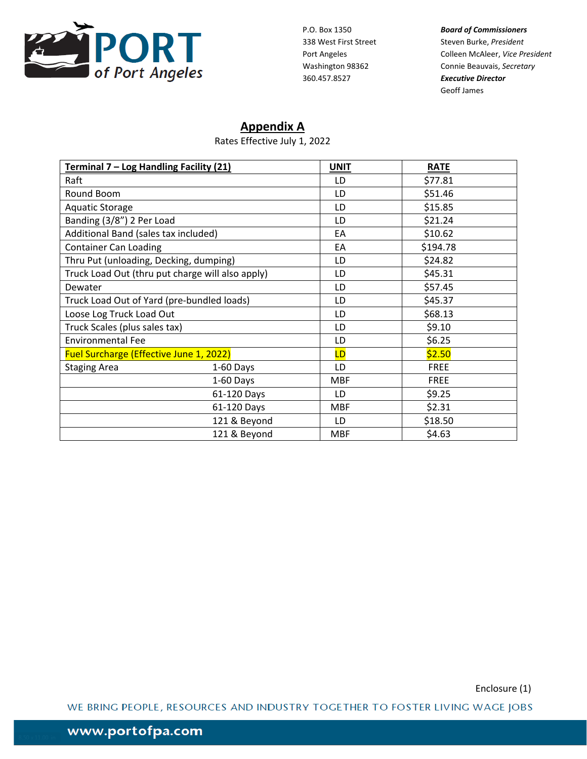**PORT of Port Angeles**

P.O. Box 1350
338 West First Street
Port Angeles
Washington 98362
360.457.8527

***Board of Commissioners***
Steven Burke, *President*
Colleen McAleer, *Vice President*
Connie Beauvais, *Secretary*
***Executive Director***
Geoff James

## Appendix A

Rates Effective July 1, 2022

| Terminal 7 – Log Handling Facility (21) | | UNIT | RATE |
|---|---|---|---|
| Raft | | LD | $77.81 |
| Round Boom | | LD | $51.46 |
| Aquatic Storage | | LD | $15.85 |
| Banding (3/8") 2 Per Load | | LD | $21.24 |
| Additional Band (sales tax included) | | EA | $10.62 |
| Container Can Loading | | EA | $194.78 |
| Thru Put (unloading, Decking, dumping) | | LD | $24.82 |
| Truck Load Out (thru put charge will also apply) | | LD | $45.31 |
| Dewater | | LD | $57.45 |
| Truck Load Out of Yard (pre-bundled loads) | | LD | $45.37 |
| Loose Log Truck Load Out | | LD | $68.13 |
| Truck Scales (plus sales tax) | | LD | $9.10 |
| Environmental Fee | | LD | $6.25 |
| Fuel Surcharge (Effective June 1, 2022) | | LD | $2.50 |
| Staging Area | 1-60 Days | LD | FREE |
| | 1-60 Days | MBF | FREE |
| | 61-120 Days | LD | $9.25 |
| | 61-120 Days | MBF | $2.31 |
| | 121 & Beyond | LD | $18.50 |
| | 121 & Beyond | MBF | $4.63 |

Enclosure (1)

WE BRING PEOPLE, RESOURCES AND INDUSTRY TOGETHER TO FOSTER LIVING WAGE JOBS

www.portofpa.com